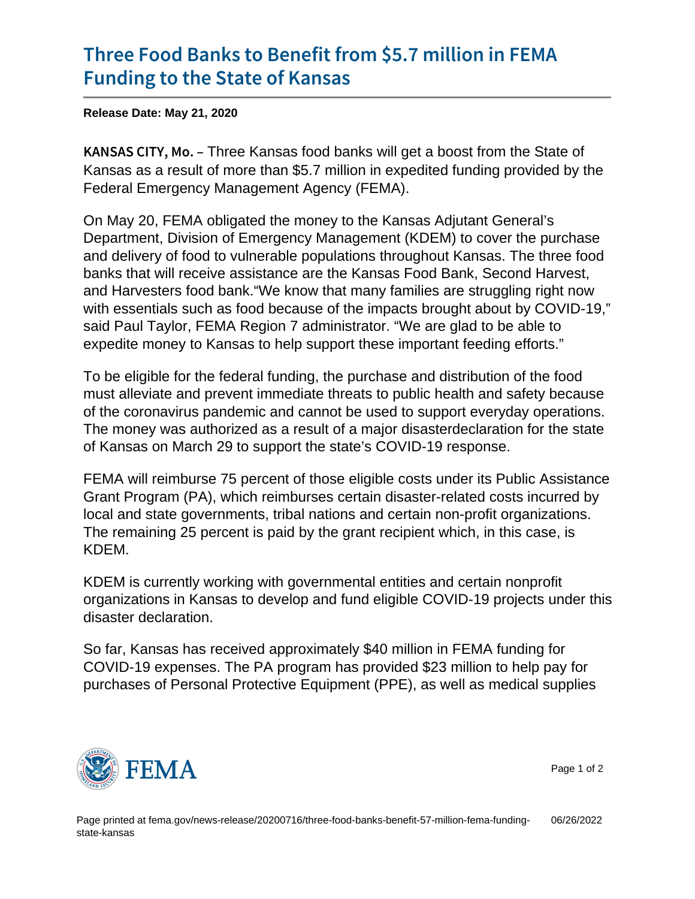# Three Food Banks to Benefit from $5.7 million in FEMA Funding to the State of Kansas

**Release Date: May 21, 2020**

**KANSAS CITY, Mo.** – Three Kansas food banks will get a boost from the State of Kansas as a result of more than $5.7 million in expedited funding provided by the Federal Emergency Management Agency (FEMA).

On May 20, FEMA obligated the money to the Kansas Adjutant General's Department, Division of Emergency Management (KDEM) to cover the purchase and delivery of food to vulnerable populations throughout Kansas. The three food banks that will receive assistance are the Kansas Food Bank, Second Harvest, and Harvesters food bank."We know that many families are struggling right now with essentials such as food because of the impacts brought about by COVID-19," said Paul Taylor, FEMA Region 7 administrator. "We are glad to be able to expedite money to Kansas to help support these important feeding efforts."

To be eligible for the federal funding, the purchase and distribution of the food must alleviate and prevent immediate threats to public health and safety because of the coronavirus pandemic and cannot be used to support everyday operations. The money was authorized as a result of a major disasterdeclaration for the state of Kansas on March 29 to support the state's COVID-19 response.

FEMA will reimburse 75 percent of those eligible costs under its Public Assistance Grant Program (PA), which reimburses certain disaster-related costs incurred by local and state governments, tribal nations and certain non-profit organizations. The remaining 25 percent is paid by the grant recipient which, in this case, is KDEM.

KDEM is currently working with governmental entities and certain nonprofit organizations in Kansas to develop and fund eligible COVID-19 projects under this disaster declaration.

So far, Kansas has received approximately $40 million in FEMA funding for COVID-19 expenses. The PA program has provided $23 million to help pay for purchases of Personal Protective Equipment (PPE), as well as medical supplies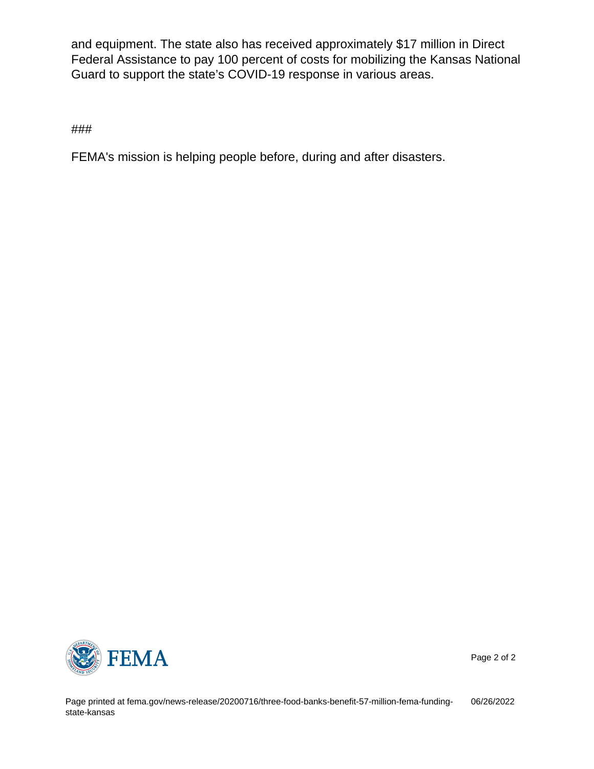and equipment. The state also has received approximately $17 million in Direct Federal Assistance to pay 100 percent of costs for mobilizing the Kansas National Guard to support the state’s COVID-19 response in various areas.

###

FEMA's mission is helping people before, during and after disasters.